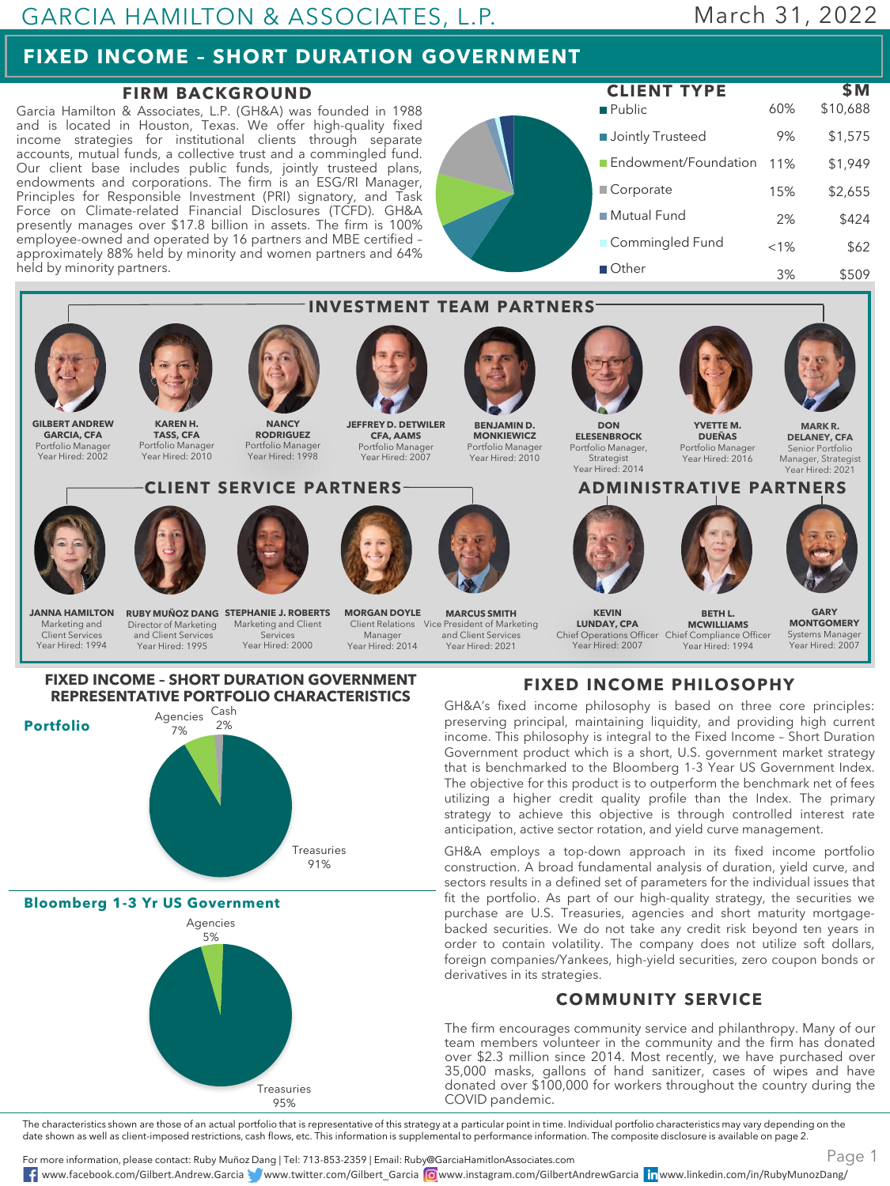# GARCIA HAMILTON & ASSOCIATES, L.P.

March 31, 2022

## FIXED INCOME – SHORT DURATION GOVERNMENT

### FIRM BACKGROUND

Garcia Hamilton & Associates, L.P. (GH&A) was founded in 1988 and is located in Houston, Texas. We offer high-quality fixed income strategies for institutional clients through separate accounts, mutual funds, a collective trust and a commingled fund. Our client base includes public funds, jointly trusteed plans, endowments and corporations. The firm is an ESG/RI Manager, Principles for Responsible Investment (PRI) signatory, and Task Force on Climate-related Financial Disclosures (TCFD). GH&A presently manages over $17.8 billion in assets. The firm is 100% employee-owned and operated by 16 partners and MBE certified – approximately 88% held by minority and women partners and 64% held by minority partners.

### CLIENT TYPE

| Client Type | % | $M |
|---|---|---|
| Public | 60% | $10,688 |
| Jointly Trusteed | 9% | $1,575 |
| Endowment/Foundation | 11% | $1,949 |
| Corporate | 15% | $2,655 |
| Mutual Fund | 2% | $424 |
| Commingled Fund | <1% | $62 |
| Other | 3% | $509 |

### INVESTMENT TEAM PARTNERS

- **GILBERT ANDREW GARCIA, CFA** – Portfolio Manager, Year Hired: 2002
- **KAREN H. TASS, CFA** – Portfolio Manager, Year Hired: 2010
- **NANCY RODRIGUEZ** – Portfolio Manager, Year Hired: 1998
- **JEFFREY D. DETWILER CFA, AAMS** – Portfolio Manager, Year Hired: 2007
- **BENJAMIN D. MONKIEWICZ** – Portfolio Manager, Year Hired: 2010
- **DON ELESENBROCK** – Portfolio Manager, Strategist, Year Hired: 2014
- **YVETTE M. DUEÑAS** – Portfolio Manager, Year Hired: 2016
- **MARK R. DELANEY, CFA** – Senior Portfolio Manager, Strategist, Year Hired: 2021

### CLIENT SERVICE PARTNERS

- **JANNA HAMILTON** – Marketing and Client Services, Year Hired: 1994
- **RUBY MUÑOZ DANG** – Director of Marketing and Client Services, Year Hired: 1995
- **STEPHANIE J. ROBERTS** – Marketing and Client Services, Year Hired: 2000
- **MORGAN DOYLE** – Client Relations Manager, Year Hired: 2014
- **MARCUS SMITH** – Vice President of Marketing and Client Services, Year Hired: 2021

### ADMINISTRATIVE PARTNERS

- **KEVIN LUNDAY, CPA** – Chief Operations Officer, Year Hired: 2007
- **BETH L. MCWILLIAMS** – Chief Compliance Officer, Year Hired: 1994
- **GARY MONTGOMERY** – Systems Manager, Year Hired: 2007

### FIXED INCOME – SHORT DURATION GOVERNMENT REPRESENTATIVE PORTFOLIO CHARACTERISTICS

**Portfolio**

| Sector | % |
|---|---|
| Treasuries | 91% |
| Agencies | 7% |
| Cash | 2% |

**Bloomberg 1-3 Yr US Government**

| Sector | % |
|---|---|
| Treasuries | 95% |
| Agencies | 5% |

### FIXED INCOME PHILOSOPHY

GH&A's fixed income philosophy is based on three core principles: preserving principal, maintaining liquidity, and providing high current income. This philosophy is integral to the Fixed Income – Short Duration Government product which is a short, U.S. government market strategy that is benchmarked to the Bloomberg 1-3 Year US Government Index. The objective for this product is to outperform the benchmark net of fees utilizing a higher credit quality profile than the Index. The primary strategy to achieve this objective is through controlled interest rate anticipation, active sector rotation, and yield curve management.

GH&A employs a top-down approach in its fixed income portfolio construction. A broad fundamental analysis of duration, yield curve, and sectors results in a defined set of parameters for the individual issues that fit the portfolio. As part of our high-quality strategy, the securities we purchase are U.S. Treasuries, agencies and short maturity mortgage-backed securities. We do not take any credit risk beyond ten years in order to contain volatility. The company does not utilize soft dollars, foreign companies/Yankees, high-yield securities, zero coupon bonds or derivatives in its strategies.

### COMMUNITY SERVICE

The firm encourages community service and philanthropy. Many of our team members volunteer in the community and the firm has donated over $2.3 million since 2014. Most recently, we have purchased over 35,000 masks, gallons of hand sanitizer, cases of wipes and have donated over $100,000 for workers throughout the country during the COVID pandemic.

The characteristics shown are those of an actual portfolio that is representative of this strategy at a particular point in time. Individual portfolio characteristics may vary depending on the date shown as well as client-imposed restrictions, cash flows, etc. This information is supplemental to performance information. The composite disclosure is available on page 2.

For more information, please contact: Ruby Muñoz Dang | Tel: 713-853-2359 | Email: Ruby@GarciaHamiltonAssociates.com

www.facebook.com/Gilbert.Andrew.Garcia | www.twitter.com/Gilbert_Garcia | www.instagram.com/GilbertAndrewGarcia | www.linkedin.com/in/RubyMunozDang/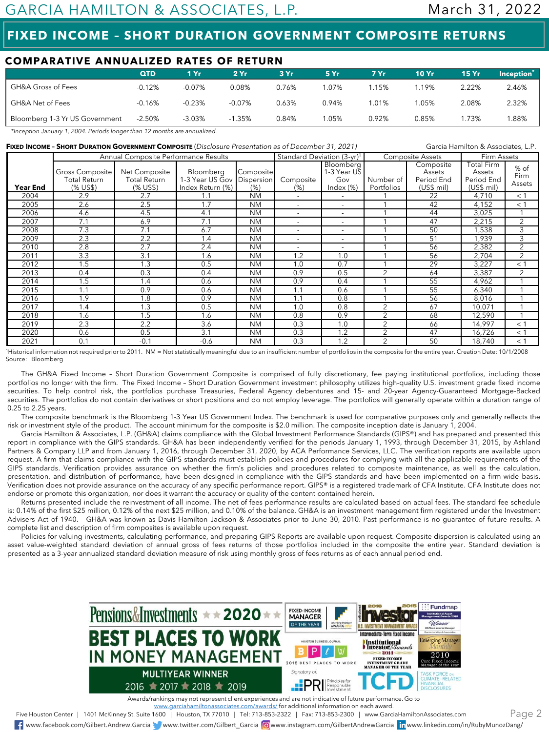GARCIA HAMILTON & ASSOCIATES, L.P. March 31, 2022

# FIXED INCOME – SHORT DURATION GOVERNMENT COMPOSITE RETURNS

## COMPARATIVE ANNUALIZED RATES OF RETURN

| | QTD | 1 Yr | 2 Yr | 3 Yr | 5 Yr | 7 Yr | 10 Yr | 15 Yr | Inception* |
|---|---|---|---|---|---|---|---|---|---|
| GH&A Gross of Fees | -0.12% | -0.07% | 0.08% | 0.76% | 1.07% | 1.15% | 1.19% | 2.22% | 2.46% |
| GH&A Net of Fees | -0.16% | -0.23% | -0.07% | 0.63% | 0.94% | 1.01% | 1.05% | 2.08% | 2.32% |
| Bloomberg 1-3 Yr US Government | -2.50% | -3.03% | -1.35% | 0.84% | 1.05% | 0.92% | 0.85% | 1.73% | 1.88% |

*Inception January 1, 2004. Periods longer than 12 months are annualized.*

**Fixed Income – Short Duration Government Composite** (*Disclosure Presentation as of December 31, 2021*) Garcia Hamilton & Associates, L.P.

| | Annual Composite Performance Results | | | | Standard Deviation (3-yr)[1] | | Composite Assets | | Firm Assets | |
|---|---|---|---|---|---|---|---|---|---|---|
| Year End | Gross Composite Total Return (% US$) | Net Composite Total Return (% US$) | Bloomberg 1-3 Year US Gov Index Return (%) | Composite Dispersion (%) | Composite (%) | Bloomberg 1-3 Year US Gov Index (%) | Number of Portfolios | Composite Assets Period End (US$ mil) | Total Firm Assets Period End (US$ mil) | % of Firm Assets |
| 2004 | 2.9 | 2.7 | 1.1 | NM | - | - | 1 | 22 | 4,710 | < 1 |
| 2005 | 2.6 | 2.5 | 1.7 | NM | - | - | 1 | 42 | 4,152 | < 1 |
| 2006 | 4.6 | 4.5 | 4.1 | NM | - | - | 1 | 44 | 3,025 | 1 |
| 2007 | 7.1 | 6.9 | 7.1 | NM | - | - | 1 | 47 | 2,215 | 2 |
| 2008 | 7.3 | 7.1 | 6.7 | NM | - | - | 1 | 50 | 1,538 | 3 |
| 2009 | 2.3 | 2.2 | 1.4 | NM | - | - | 1 | 51 | 1,939 | 3 |
| 2010 | 2.8 | 2.7 | 2.4 | NM | - | - | 1 | 56 | 2,382 | 2 |
| 2011 | 3.3 | 3.1 | 1.6 | NM | 1.2 | 1.0 | 1 | 56 | 2,704 | 2 |
| 2012 | 1.5 | 1.3 | 0.5 | NM | 1.0 | 0.7 | 1 | 29 | 3,227 | < 1 |
| 2013 | 0.4 | 0.3 | 0.4 | NM | 0.9 | 0.5 | 2 | 64 | 3,387 | 2 |
| 2014 | 1.5 | 1.4 | 0.6 | NM | 0.9 | 0.4 | 1 | 55 | 4,962 | 1 |
| 2015 | 1.1 | 0.9 | 0.6 | NM | 1.1 | 0.6 | 1 | 55 | 6,340 | 1 |
| 2016 | 1.9 | 1.8 | 0.9 | NM | 1.1 | 0.8 | 1 | 56 | 8,016 | 1 |
| 2017 | 1.4 | 1.3 | 0.5 | NM | 1.0 | 0.8 | 2 | 67 | 10,071 | 1 |
| 2018 | 1.6 | 1.5 | 1.6 | NM | 0.8 | 0.9 | 2 | 68 | 12,590 | 1 |
| 2019 | 2.3 | 2.2 | 3.6 | NM | 0.3 | 1.0 | 2 | 66 | 14,997 | < 1 |
| 2020 | 0.6 | 0.5 | 3.1 | NM | 0.3 | 1.2 | 2 | 47 | 16,726 | < 1 |
| 2021 | 0.1 | -0.1 | -0.6 | NM | 0.3 | 1.2 | 2 | 50 | 18,740 | < 1 |

[1]Historical information not required prior to 2011. NM = Not statistically meaningful due to an insufficient number of portfolios in the composite for the entire year. Creation Date: 10/1/2008
Source: Bloomberg

The GH&A Fixed Income – Short Duration Government Composite is comprised of fully discretionary, fee paying institutional portfolios, including those portfolios no longer with the firm. The Fixed Income – Short Duration Government investment philosophy utilizes high-quality U.S. investment grade fixed income securities. To help control risk, the portfolios purchase Treasuries, Federal Agency debentures and 15- and 20-year Agency-Guaranteed Mortgage-Backed securities. The portfolios do not contain derivatives or short positions and do not employ leverage. The portfolios will generally operate within a duration range of 0.25 to 2.25 years.

The composite benchmark is the Bloomberg 1-3 Year US Government Index. The benchmark is used for comparative purposes only and generally reflects the risk or investment style of the product. The account minimum for the composite is $2.0 million. The composite inception date is January 1, 2004.

Garcia Hamilton & Associates, L.P. (GH&A) claims compliance with the Global Investment Performance Standards (GIPS®) and has prepared and presented this report in compliance with the GIPS standards. GH&A has been independently verified for the periods January 1, 1993, through December 31, 2015, by Ashland Partners & Company LLP and from January 1, 2016, through December 31, 2020, by ACA Performance Services, LLC. The verification reports are available upon request. A firm that claims compliance with the GIPS standards must establish policies and procedures for complying with all the applicable requirements of the GIPS standards. Verification provides assurance on whether the firm's policies and procedures related to composite maintenance, as well as the calculation, presentation, and distribution of performance, have been designed in compliance with the GIPS standards and have been implemented on a firm-wide basis. Verification does not provide assurance on the accuracy of any specific performance report. GIPS® is a registered trademark of CFA Institute. CFA Institute does not endorse or promote this organization, nor does it warrant the accuracy or quality of the content contained herein.

Returns presented include the reinvestment of all income. The net of fees performance results are calculated based on actual fees. The standard fee schedule is: 0.14% of the first $25 million, 0.12% of the next $25 million, and 0.10% of the balance. GH&A is an investment management firm registered under the Investment Advisers Act of 1940. GH&A was known as Davis Hamilton Jackson & Associates prior to June 30, 2010. Past performance is no guarantee of future results. A complete list and description of firm composites is available upon request.

Policies for valuing investments, calculating performance, and preparing GIPS Reports are available upon request. Composite dispersion is calculated using an asset value-weighted standard deviation of annual gross of fees returns of those portfolios included in the composite the entire year. Standard deviation is presented as a 3-year annualized standard deviation measure of risk using monthly gross of fees returns as of each annual period end.

Pensions&Investments 2020 BEST PLACES TO WORK IN MONEY MANAGEMENT MULTIYEAR WINNER 2016 2017 2018 2019

Awards/rankings may not represent client experiences and are not indicative of future performance. Go to www.garciahamiltonassociates.com/awards/ for additional information on each award.

Five Houston Center | 1401 McKinney St. Suite 1600 | Houston, TX 77010 | Tel: 713-853-2322 | Fax: 713-853-2300 | www.GarciaHamiltonAssociates.com

www.facebook.com/Gilbert.Andrew.Garcia www.twitter.com/Gilbert_Garcia www.instagram.com/GilbertAndrewGarcia www.linkedin.com/in/RubyMunozDang/